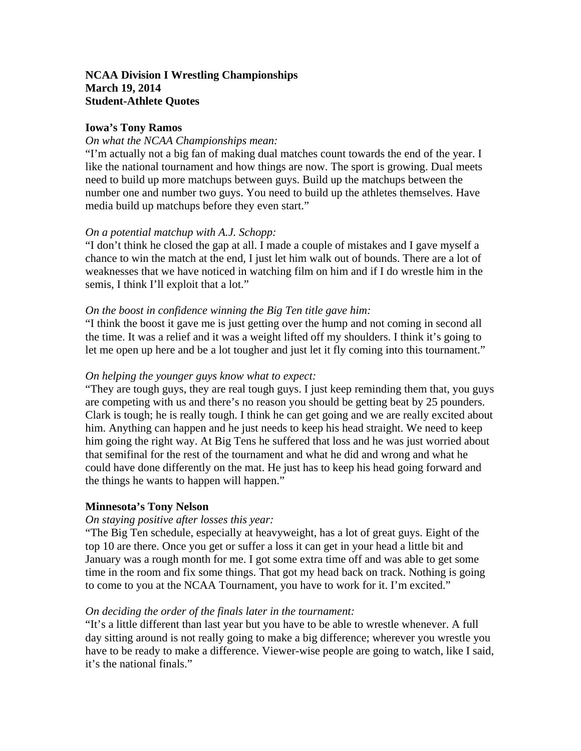**NCAA Division I Wrestling Championships**
**March 19, 2014**
**Student-Athlete Quotes**

**Iowa's Tony Ramos**

*On what the NCAA Championships mean:*

"I'm actually not a big fan of making dual matches count towards the end of the year. I like the national tournament and how things are now. The sport is growing. Dual meets need to build up more matchups between guys. Build up the matchups between the number one and number two guys. You need to build up the athletes themselves. Have media build up matchups before they even start."

*On a potential matchup with A.J. Schopp:*

"I don't think he closed the gap at all. I made a couple of mistakes and I gave myself a chance to win the match at the end, I just let him walk out of bounds. There are a lot of weaknesses that we have noticed in watching film on him and if I do wrestle him in the semis, I think I'll exploit that a lot."

*On the boost in confidence winning the Big Ten title gave him:*

"I think the boost it gave me is just getting over the hump and not coming in second all the time. It was a relief and it was a weight lifted off my shoulders. I think it's going to let me open up here and be a lot tougher and just let it fly coming into this tournament."

*On helping the younger guys know what to expect:*

"They are tough guys, they are real tough guys. I just keep reminding them that, you guys are competing with us and there's no reason you should be getting beat by 25 pounders. Clark is tough; he is really tough. I think he can get going and we are really excited about him. Anything can happen and he just needs to keep his head straight. We need to keep him going the right way. At Big Tens he suffered that loss and he was just worried about that semifinal for the rest of the tournament and what he did and wrong and what he could have done differently on the mat. He just has to keep his head going forward and the things he wants to happen will happen."

**Minnesota's Tony Nelson**

*On staying positive after losses this year:*

"The Big Ten schedule, especially at heavyweight, has a lot of great guys. Eight of the top 10 are there. Once you get or suffer a loss it can get in your head a little bit and January was a rough month for me. I got some extra time off and was able to get some time in the room and fix some things. That got my head back on track. Nothing is going to come to you at the NCAA Tournament, you have to work for it. I'm excited."

*On deciding the order of the finals later in the tournament:*

"It's a little different than last year but you have to be able to wrestle whenever. A full day sitting around is not really going to make a big difference; wherever you wrestle you have to be ready to make a difference. Viewer-wise people are going to watch, like I said, it's the national finals."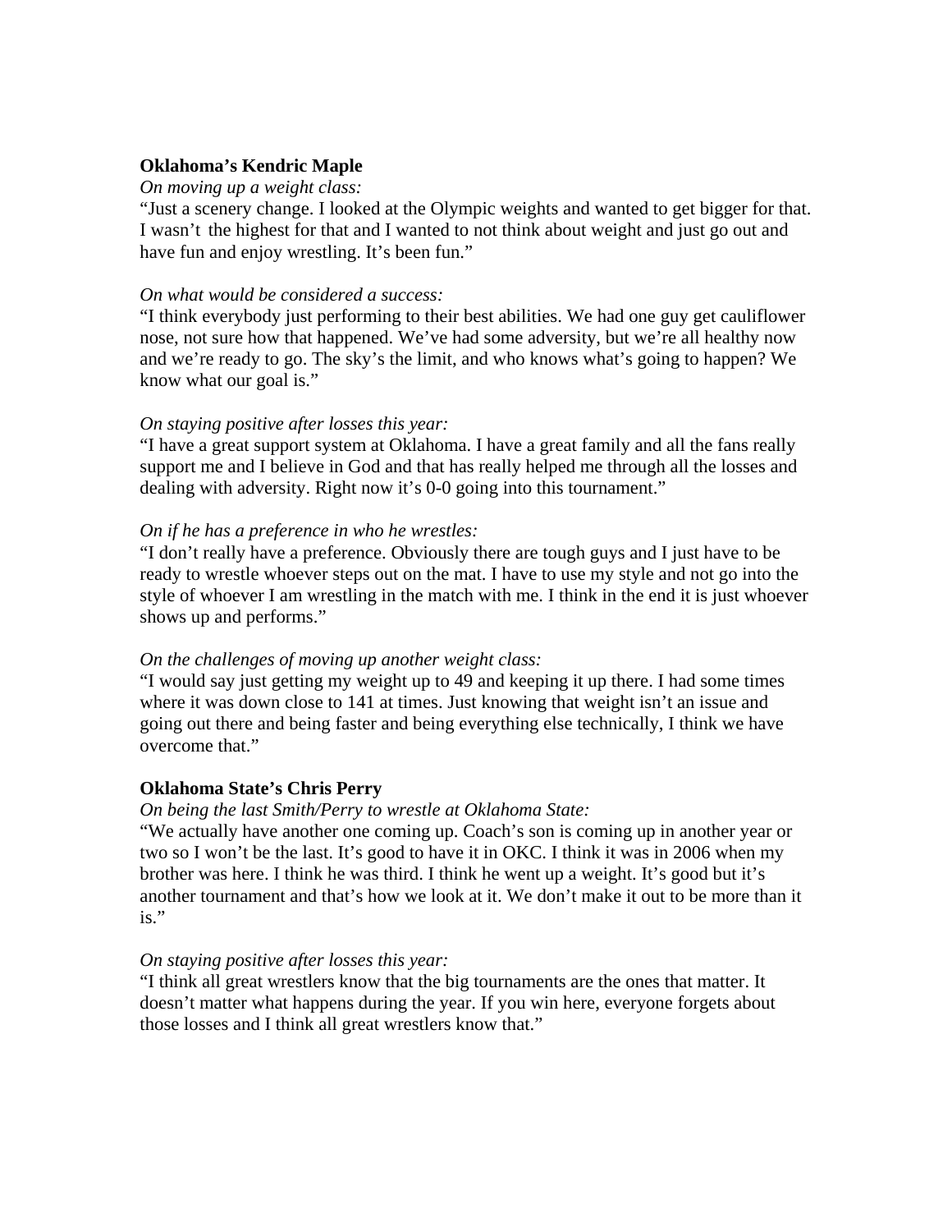**Oklahoma's Kendric Maple**

*On moving up a weight class:*

"Just a scenery change. I looked at the Olympic weights and wanted to get bigger for that. I wasn't the highest for that and I wanted to not think about weight and just go out and have fun and enjoy wrestling. It's been fun."

*On what would be considered a success:*

"I think everybody just performing to their best abilities. We had one guy get cauliflower nose, not sure how that happened. We've had some adversity, but we're all healthy now and we're ready to go. The sky's the limit, and who knows what's going to happen? We know what our goal is."

*On staying positive after losses this year:*

"I have a great support system at Oklahoma. I have a great family and all the fans really support me and I believe in God and that has really helped me through all the losses and dealing with adversity. Right now it's 0-0 going into this tournament."

*On if he has a preference in who he wrestles:*

"I don't really have a preference. Obviously there are tough guys and I just have to be ready to wrestle whoever steps out on the mat. I have to use my style and not go into the style of whoever I am wrestling in the match with me. I think in the end it is just whoever shows up and performs."

*On the challenges of moving up another weight class:*

"I would say just getting my weight up to 49 and keeping it up there. I had some times where it was down close to 141 at times. Just knowing that weight isn't an issue and going out there and being faster and being everything else technically, I think we have overcome that."

**Oklahoma State's Chris Perry**

*On being the last Smith/Perry to wrestle at Oklahoma State:*

"We actually have another one coming up. Coach's son is coming up in another year or two so I won't be the last. It's good to have it in OKC. I think it was in 2006 when my brother was here. I think he was third. I think he went up a weight. It's good but it's another tournament and that's how we look at it. We don't make it out to be more than it is."

*On staying positive after losses this year:*

"I think all great wrestlers know that the big tournaments are the ones that matter. It doesn't matter what happens during the year. If you win here, everyone forgets about those losses and I think all great wrestlers know that."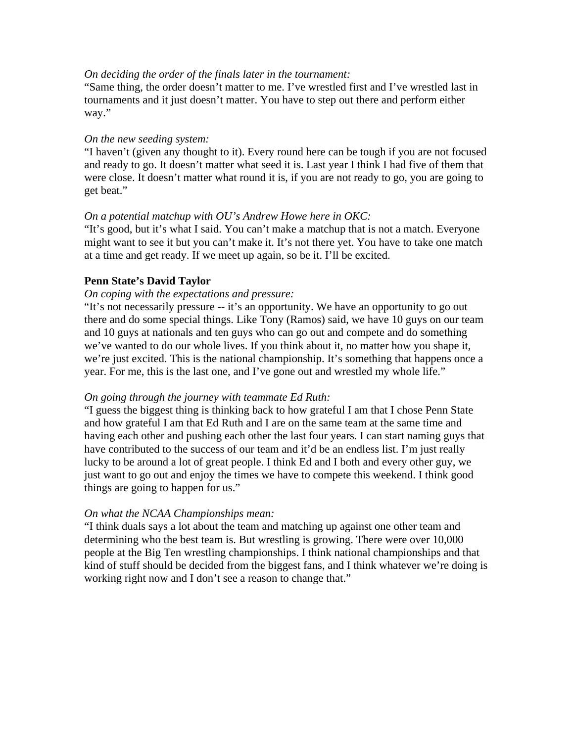*On deciding the order of the finals later in the tournament:*
"Same thing, the order doesn't matter to me. I've wrestled first and I've wrestled last in tournaments and it just doesn't matter. You have to step out there and perform either way."

*On the new seeding system:*
"I haven't (given any thought to it). Every round here can be tough if you are not focused and ready to go. It doesn't matter what seed it is. Last year I think I had five of them that were close. It doesn't matter what round it is, if you are not ready to go, you are going to get beat."

*On a potential matchup with OU's Andrew Howe here in OKC:*
"It's good, but it's what I said. You can't make a matchup that is not a match. Everyone might want to see it but you can't make it. It's not there yet. You have to take one match at a time and get ready. If we meet up again, so be it. I'll be excited.

**Penn State's David Taylor**

*On coping with the expectations and pressure:*
"It's not necessarily pressure -- it's an opportunity. We have an opportunity to go out there and do some special things. Like Tony (Ramos) said, we have 10 guys on our team and 10 guys at nationals and ten guys who can go out and compete and do something we've wanted to do our whole lives. If you think about it, no matter how you shape it, we're just excited. This is the national championship. It's something that happens once a year. For me, this is the last one, and I've gone out and wrestled my whole life."

*On going through the journey with teammate Ed Ruth:*
"I guess the biggest thing is thinking back to how grateful I am that I chose Penn State and how grateful I am that Ed Ruth and I are on the same team at the same time and having each other and pushing each other the last four years. I can start naming guys that have contributed to the success of our team and it'd be an endless list. I'm just really lucky to be around a lot of great people. I think Ed and I both and every other guy, we just want to go out and enjoy the times we have to compete this weekend. I think good things are going to happen for us."

*On what the NCAA Championships mean:*
"I think duals says a lot about the team and matching up against one other team and determining who the best team is. But wrestling is growing. There were over 10,000 people at the Big Ten wrestling championships. I think national championships and that kind of stuff should be decided from the biggest fans, and I think whatever we're doing is working right now and I don't see a reason to change that."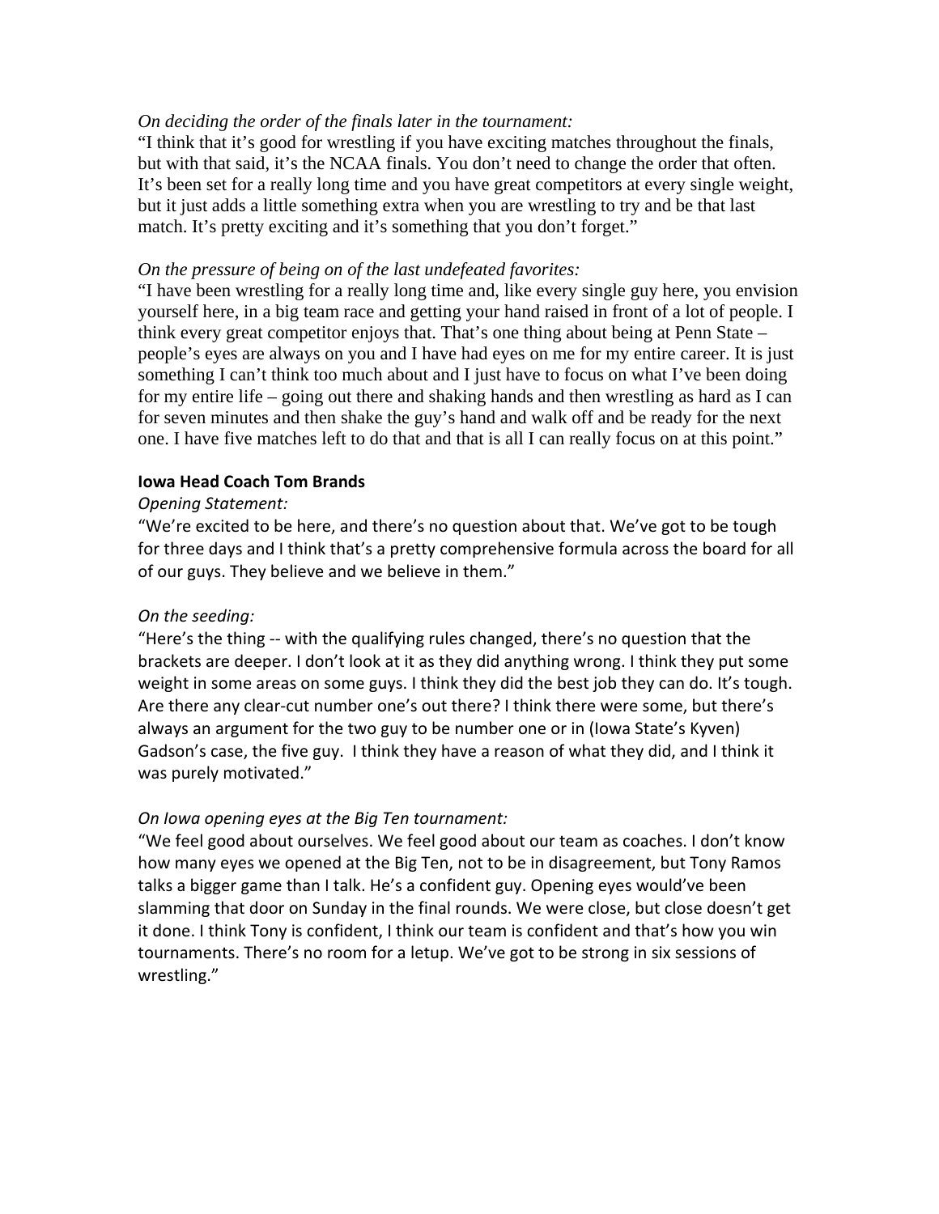*On deciding the order of the finals later in the tournament:*
"I think that it's good for wrestling if you have exciting matches throughout the finals, but with that said, it's the NCAA finals. You don't need to change the order that often. It's been set for a really long time and you have great competitors at every single weight, but it just adds a little something extra when you are wrestling to try and be that last match. It's pretty exciting and it's something that you don't forget."

*On the pressure of being on of the last undefeated favorites:*
"I have been wrestling for a really long time and, like every single guy here, you envision yourself here, in a big team race and getting your hand raised in front of a lot of people. I think every great competitor enjoys that. That's one thing about being at Penn State – people's eyes are always on you and I have had eyes on me for my entire career. It is just something I can't think too much about and I just have to focus on what I've been doing for my entire life – going out there and shaking hands and then wrestling as hard as I can for seven minutes and then shake the guy's hand and walk off and be ready for the next one. I have five matches left to do that and that is all I can really focus on at this point."

**Iowa Head Coach Tom Brands**

*Opening Statement:*
"We're excited to be here, and there's no question about that. We've got to be tough for three days and I think that's a pretty comprehensive formula across the board for all of our guys. They believe and we believe in them."

*On the seeding:*
"Here's the thing -- with the qualifying rules changed, there's no question that the brackets are deeper. I don't look at it as they did anything wrong. I think they put some weight in some areas on some guys. I think they did the best job they can do. It's tough. Are there any clear-cut number one's out there? I think there were some, but there's always an argument for the two guy to be number one or in (Iowa State's Kyven) Gadson's case, the five guy. I think they have a reason of what they did, and I think it was purely motivated."

*On Iowa opening eyes at the Big Ten tournament:*
"We feel good about ourselves. We feel good about our team as coaches. I don't know how many eyes we opened at the Big Ten, not to be in disagreement, but Tony Ramos talks a bigger game than I talk. He's a confident guy. Opening eyes would've been slamming that door on Sunday in the final rounds. We were close, but close doesn't get it done. I think Tony is confident, I think our team is confident and that's how you win tournaments. There's no room for a letup. We've got to be strong in six sessions of wrestling."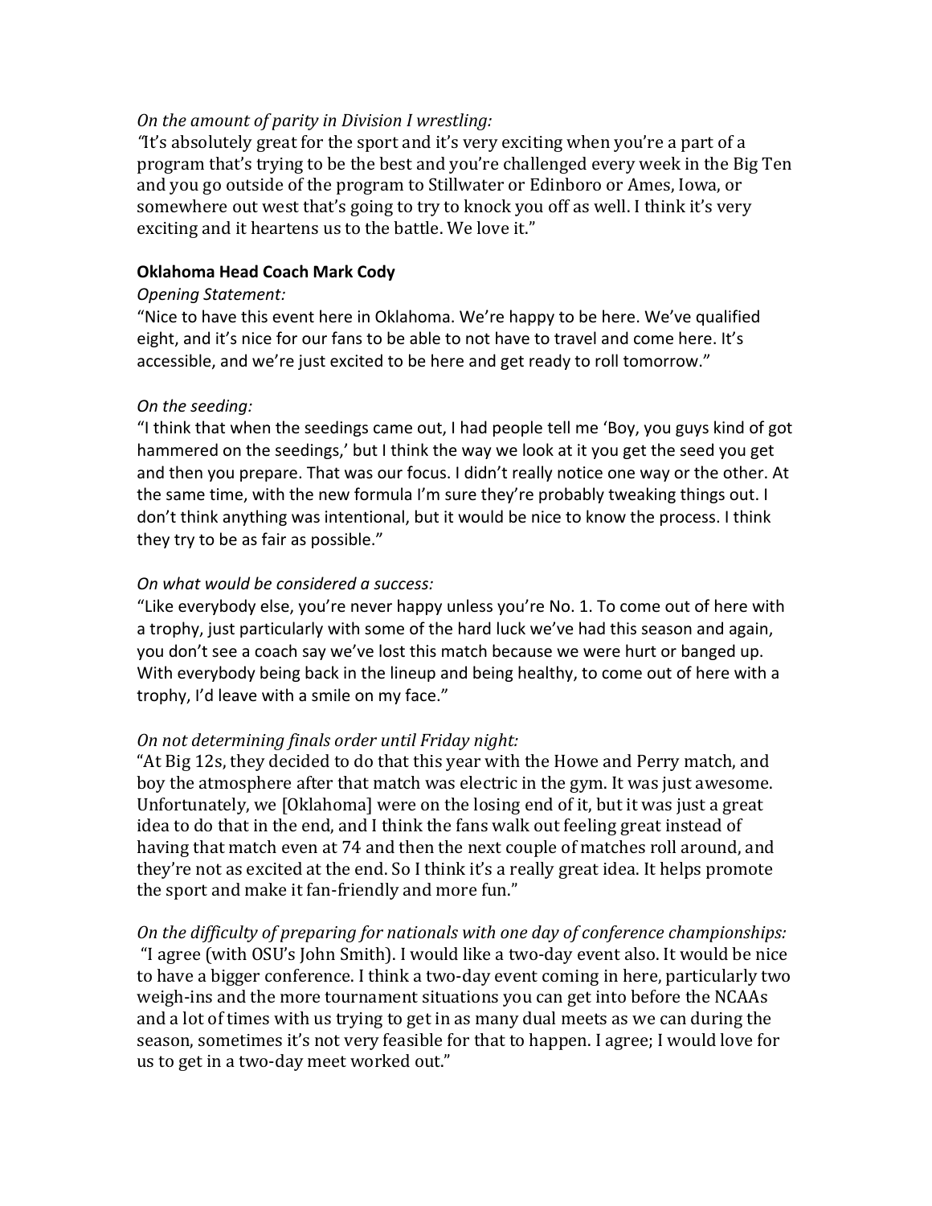*On the amount of parity in Division I wrestling:*
*"*It's absolutely great for the sport and it's very exciting when you're a part of a program that's trying to be the best and you're challenged every week in the Big Ten and you go outside of the program to Stillwater or Edinboro or Ames, Iowa, or somewhere out west that's going to try to knock you off as well. I think it's very exciting and it heartens us to the battle. We love it."

**Oklahoma Head Coach Mark Cody**

*Opening Statement:*
"Nice to have this event here in Oklahoma. We're happy to be here. We've qualified eight, and it's nice for our fans to be able to not have to travel and come here. It's accessible, and we're just excited to be here and get ready to roll tomorrow."

*On the seeding:*
"I think that when the seedings came out, I had people tell me 'Boy, you guys kind of got hammered on the seedings,' but I think the way we look at it you get the seed you get and then you prepare. That was our focus. I didn't really notice one way or the other. At the same time, with the new formula I'm sure they're probably tweaking things out. I don't think anything was intentional, but it would be nice to know the process. I think they try to be as fair as possible."

*On what would be considered a success:*
"Like everybody else, you're never happy unless you're No. 1. To come out of here with a trophy, just particularly with some of the hard luck we've had this season and again, you don't see a coach say we've lost this match because we were hurt or banged up. With everybody being back in the lineup and being healthy, to come out of here with a trophy, I'd leave with a smile on my face."

*On not determining finals order until Friday night:*
"At Big 12s, they decided to do that this year with the Howe and Perry match, and boy the atmosphere after that match was electric in the gym. It was just awesome. Unfortunately, we [Oklahoma] were on the losing end of it, but it was just a great idea to do that in the end, and I think the fans walk out feeling great instead of having that match even at 74 and then the next couple of matches roll around, and they're not as excited at the end. So I think it's a really great idea. It helps promote the sport and make it fan-friendly and more fun."

*On the difficulty of preparing for nationals with one day of conference championships:*
"I agree (with OSU's John Smith). I would like a two-day event also. It would be nice to have a bigger conference. I think a two-day event coming in here, particularly two weigh-ins and the more tournament situations you can get into before the NCAAs and a lot of times with us trying to get in as many dual meets as we can during the season, sometimes it's not very feasible for that to happen. I agree; I would love for us to get in a two-day meet worked out."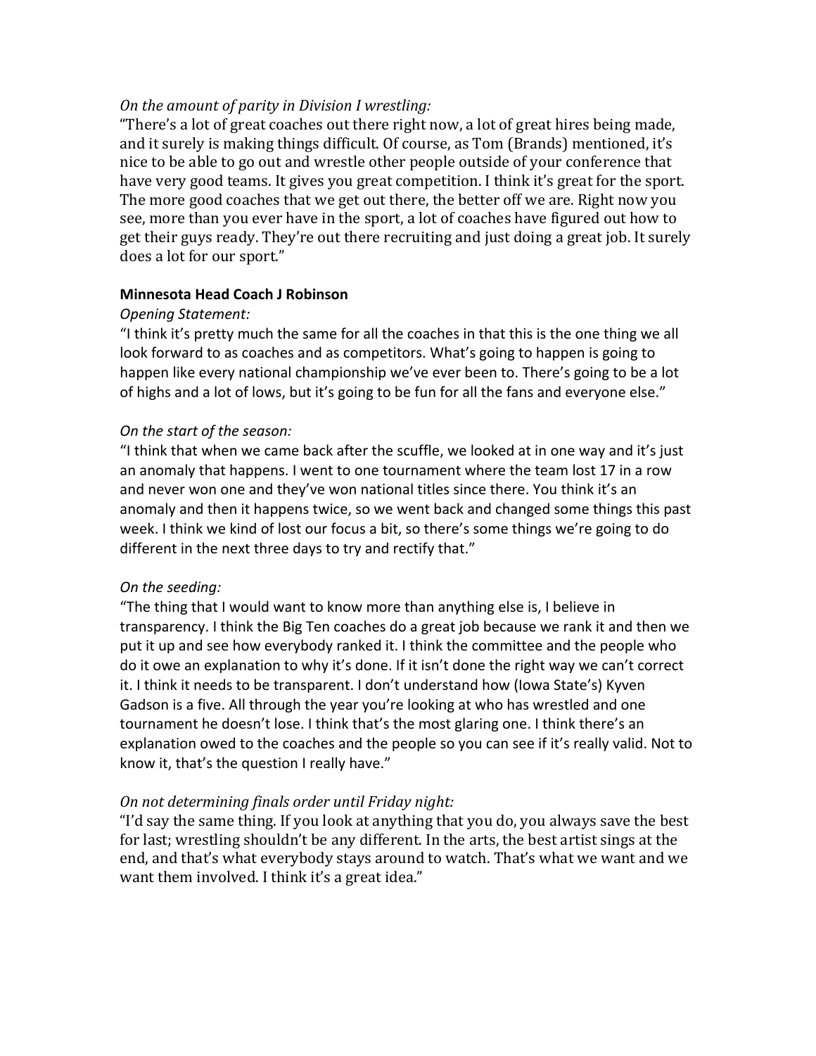*On the amount of parity in Division I wrestling:*
"There's a lot of great coaches out there right now, a lot of great hires being made, and it surely is making things difficult. Of course, as Tom (Brands) mentioned, it's nice to be able to go out and wrestle other people outside of your conference that have very good teams. It gives you great competition. I think it's great for the sport. The more good coaches that we get out there, the better off we are. Right now you see, more than you ever have in the sport, a lot of coaches have figured out how to get their guys ready. They're out there recruiting and just doing a great job. It surely does a lot for our sport."

**Minnesota Head Coach J Robinson**

*Opening Statement:*
"I think it's pretty much the same for all the coaches in that this is the one thing we all look forward to as coaches and as competitors. What's going to happen is going to happen like every national championship we've ever been to. There's going to be a lot of highs and a lot of lows, but it's going to be fun for all the fans and everyone else."

*On the start of the season:*
"I think that when we came back after the scuffle, we looked at in one way and it's just an anomaly that happens. I went to one tournament where the team lost 17 in a row and never won one and they've won national titles since there. You think it's an anomaly and then it happens twice, so we went back and changed some things this past week. I think we kind of lost our focus a bit, so there's some things we're going to do different in the next three days to try and rectify that."

*On the seeding:*
"The thing that I would want to know more than anything else is, I believe in transparency. I think the Big Ten coaches do a great job because we rank it and then we put it up and see how everybody ranked it. I think the committee and the people who do it owe an explanation to why it's done. If it isn't done the right way we can't correct it. I think it needs to be transparent. I don't understand how (Iowa State's) Kyven Gadson is a five. All through the year you're looking at who has wrestled and one tournament he doesn't lose. I think that's the most glaring one. I think there's an explanation owed to the coaches and the people so you can see if it's really valid. Not to know it, that's the question I really have."

*On not determining finals order until Friday night:*
"I'd say the same thing. If you look at anything that you do, you always save the best for last; wrestling shouldn't be any different. In the arts, the best artist sings at the end, and that's what everybody stays around to watch. That's what we want and we want them involved. I think it's a great idea."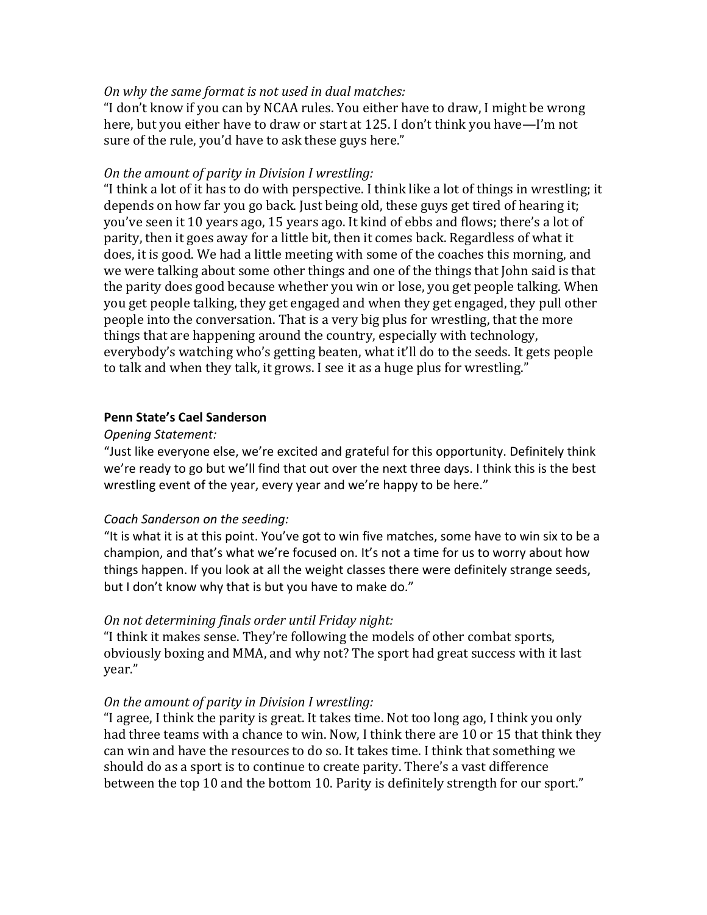*On why the same format is not used in dual matches:*
"I don't know if you can by NCAA rules. You either have to draw, I might be wrong here, but you either have to draw or start at 125. I don't think you have—I'm not sure of the rule, you'd have to ask these guys here."

*On the amount of parity in Division I wrestling:*
"I think a lot of it has to do with perspective. I think like a lot of things in wrestling; it depends on how far you go back. Just being old, these guys get tired of hearing it; you've seen it 10 years ago, 15 years ago. It kind of ebbs and flows; there's a lot of parity, then it goes away for a little bit, then it comes back. Regardless of what it does, it is good. We had a little meeting with some of the coaches this morning, and we were talking about some other things and one of the things that John said is that the parity does good because whether you win or lose, you get people talking. When you get people talking, they get engaged and when they get engaged, they pull other people into the conversation. That is a very big plus for wrestling, that the more things that are happening around the country, especially with technology, everybody's watching who's getting beaten, what it'll do to the seeds. It gets people to talk and when they talk, it grows. I see it as a huge plus for wrestling."

**Penn State's Cael Sanderson**

*Opening Statement:*
"Just like everyone else, we're excited and grateful for this opportunity. Definitely think we're ready to go but we'll find that out over the next three days. I think this is the best wrestling event of the year, every year and we're happy to be here."

*Coach Sanderson on the seeding:*
"It is what it is at this point. You've got to win five matches, some have to win six to be a champion, and that's what we're focused on. It's not a time for us to worry about how things happen. If you look at all the weight classes there were definitely strange seeds, but I don't know why that is but you have to make do."

*On not determining finals order until Friday night:*
"I think it makes sense. They're following the models of other combat sports, obviously boxing and MMA, and why not? The sport had great success with it last year."

*On the amount of parity in Division I wrestling:*
"I agree, I think the parity is great. It takes time. Not too long ago, I think you only had three teams with a chance to win. Now, I think there are 10 or 15 that think they can win and have the resources to do so. It takes time. I think that something we should do as a sport is to continue to create parity. There's a vast difference between the top 10 and the bottom 10. Parity is definitely strength for our sport."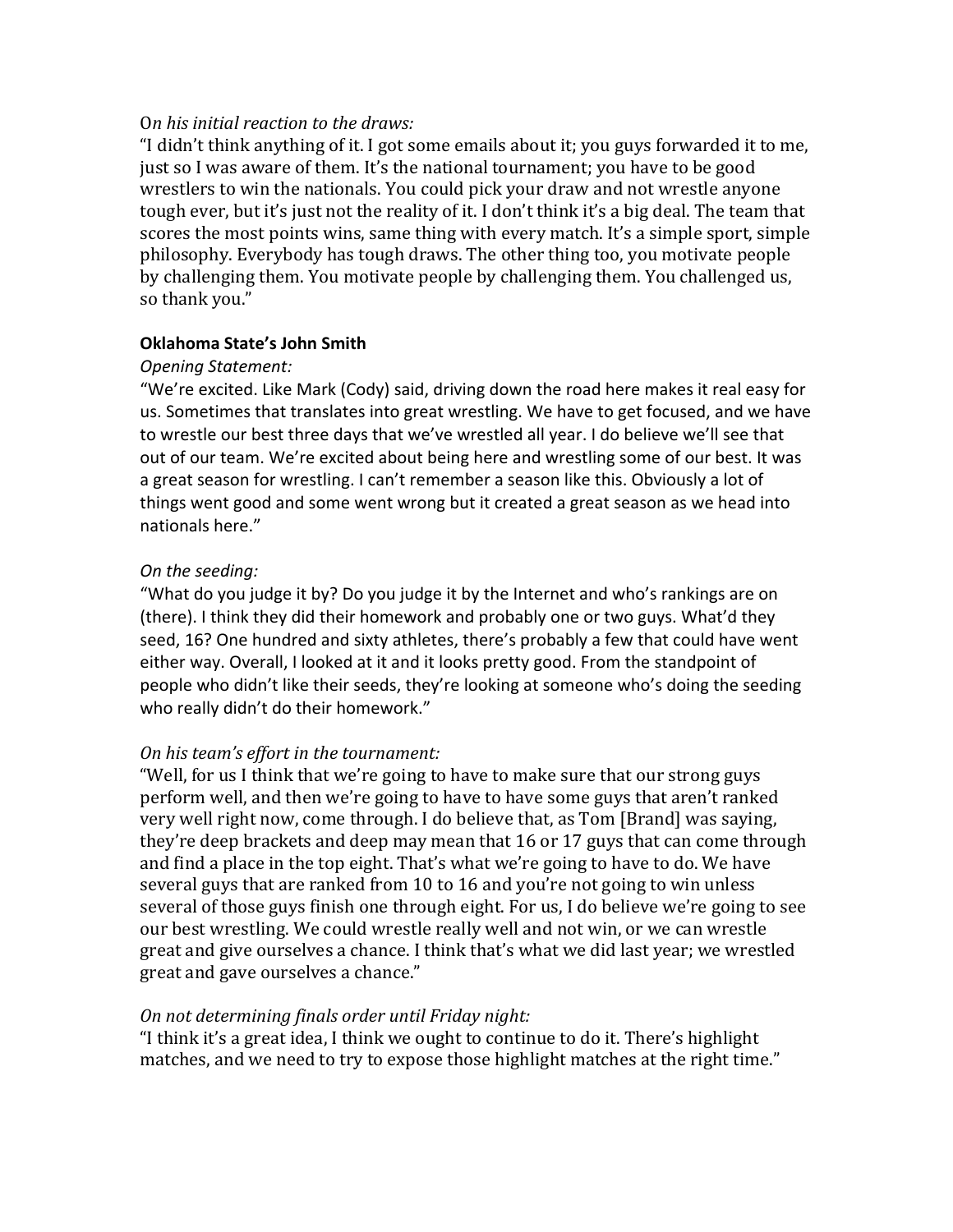*On his initial reaction to the draws:*
"I didn't think anything of it. I got some emails about it; you guys forwarded it to me, just so I was aware of them. It's the national tournament; you have to be good wrestlers to win the nationals. You could pick your draw and not wrestle anyone tough ever, but it's just not the reality of it. I don't think it's a big deal. The team that scores the most points wins, same thing with every match. It's a simple sport, simple philosophy. Everybody has tough draws. The other thing too, you motivate people by challenging them. You motivate people by challenging them. You challenged us, so thank you."

**Oklahoma State's John Smith**

*Opening Statement:*
"We're excited. Like Mark (Cody) said, driving down the road here makes it real easy for us. Sometimes that translates into great wrestling. We have to get focused, and we have to wrestle our best three days that we've wrestled all year. I do believe we'll see that out of our team. We're excited about being here and wrestling some of our best. It was a great season for wrestling. I can't remember a season like this. Obviously a lot of things went good and some went wrong but it created a great season as we head into nationals here."

*On the seeding:*
"What do you judge it by? Do you judge it by the Internet and who's rankings are on (there). I think they did their homework and probably one or two guys. What'd they seed, 16? One hundred and sixty athletes, there's probably a few that could have went either way. Overall, I looked at it and it looks pretty good. From the standpoint of people who didn't like their seeds, they're looking at someone who's doing the seeding who really didn't do their homework."

*On his team's effort in the tournament:*
"Well, for us I think that we're going to have to make sure that our strong guys perform well, and then we're going to have to have some guys that aren't ranked very well right now, come through. I do believe that, as Tom [Brand] was saying, they're deep brackets and deep may mean that 16 or 17 guys that can come through and find a place in the top eight. That's what we're going to have to do. We have several guys that are ranked from 10 to 16 and you're not going to win unless several of those guys finish one through eight. For us, I do believe we're going to see our best wrestling. We could wrestle really well and not win, or we can wrestle great and give ourselves a chance. I think that's what we did last year; we wrestled great and gave ourselves a chance."

*On not determining finals order until Friday night:*
"I think it's a great idea, I think we ought to continue to do it. There's highlight matches, and we need to try to expose those highlight matches at the right time."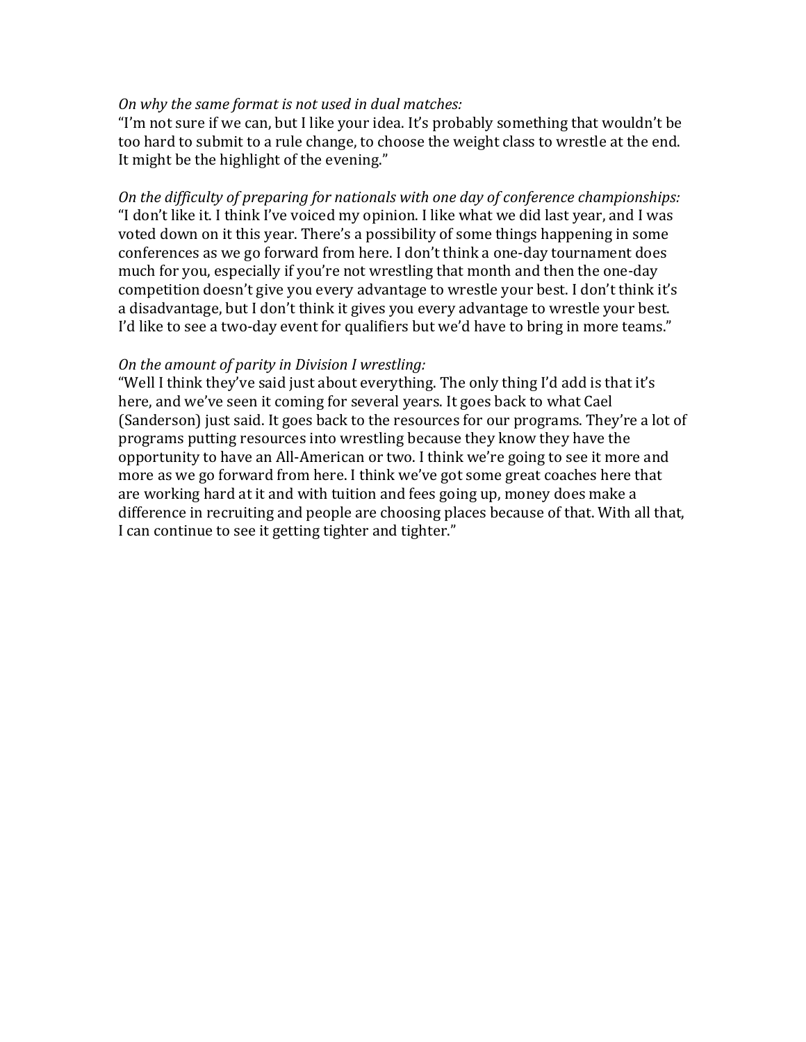*On why the same format is not used in dual matches:*
"I'm not sure if we can, but I like your idea. It's probably something that wouldn't be too hard to submit to a rule change, to choose the weight class to wrestle at the end. It might be the highlight of the evening."

*On the difficulty of preparing for nationals with one day of conference championships:*
"I don't like it. I think I've voiced my opinion. I like what we did last year, and I was voted down on it this year. There's a possibility of some things happening in some conferences as we go forward from here. I don't think a one-day tournament does much for you, especially if you're not wrestling that month and then the one-day competition doesn't give you every advantage to wrestle your best. I don't think it's a disadvantage, but I don't think it gives you every advantage to wrestle your best. I'd like to see a two-day event for qualifiers but we'd have to bring in more teams."

*On the amount of parity in Division I wrestling:*
"Well I think they've said just about everything. The only thing I'd add is that it's here, and we've seen it coming for several years. It goes back to what Cael (Sanderson) just said. It goes back to the resources for our programs. They're a lot of programs putting resources into wrestling because they know they have the opportunity to have an All-American or two. I think we're going to see it more and more as we go forward from here. I think we've got some great coaches here that are working hard at it and with tuition and fees going up, money does make a difference in recruiting and people are choosing places because of that. With all that, I can continue to see it getting tighter and tighter."